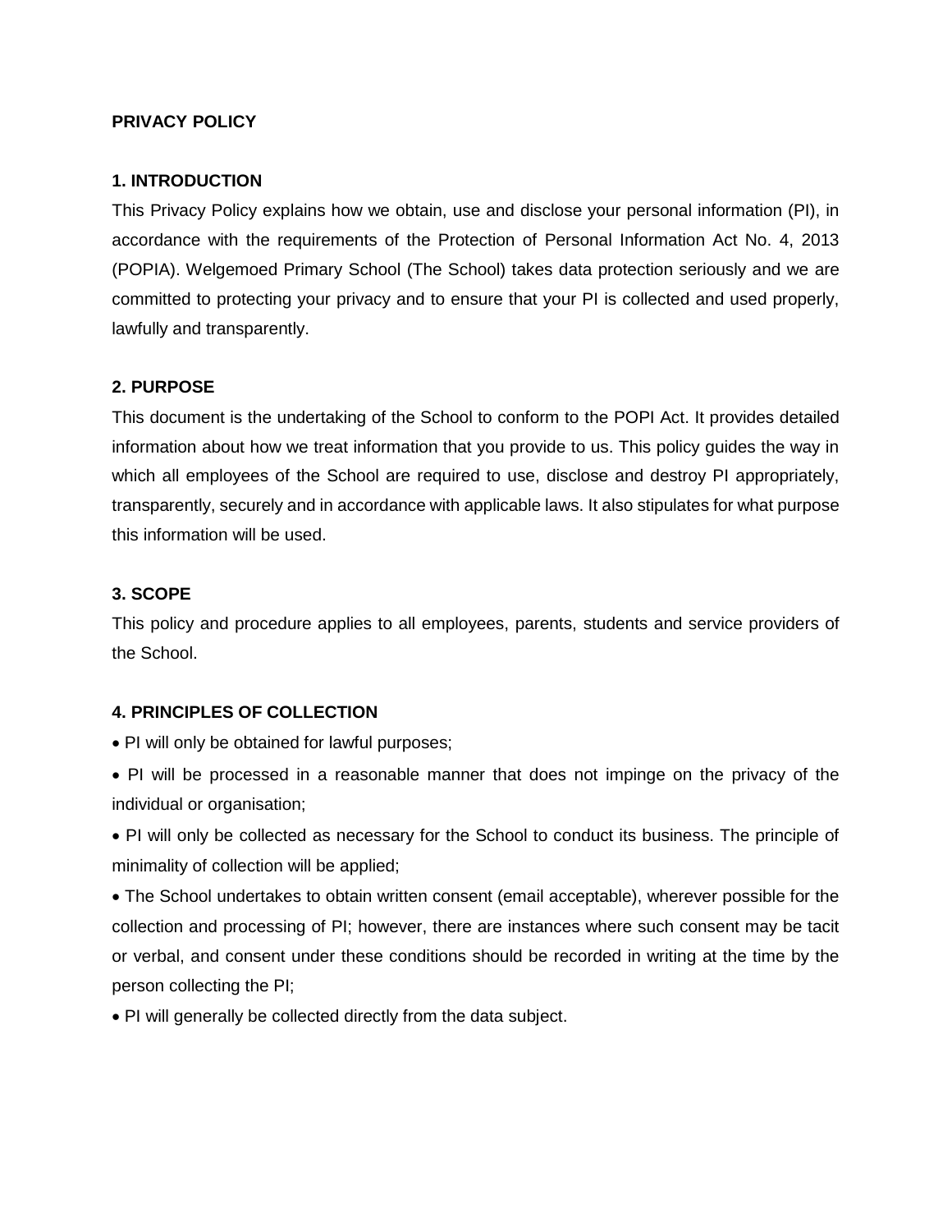**PRIVACY POLICY**

**1. INTRODUCTION**

This Privacy Policy explains how we obtain, use and disclose your personal information (PI), in accordance with the requirements of the Protection of Personal Information Act No. 4, 2013 (POPIA). Welgemoed Primary School (The School) takes data protection seriously and we are committed to protecting your privacy and to ensure that your PI is collected and used properly, lawfully and transparently.

**2. PURPOSE**

This document is the undertaking of the School to conform to the POPI Act. It provides detailed information about how we treat information that you provide to us. This policy guides the way in which all employees of the School are required to use, disclose and destroy PI appropriately, transparently, securely and in accordance with applicable laws. It also stipulates for what purpose this information will be used.

**3. SCOPE**

This policy and procedure applies to all employees, parents, students and service providers of the School.

**4. PRINCIPLES OF COLLECTION**

- PI will only be obtained for lawful purposes;
- PI will be processed in a reasonable manner that does not impinge on the privacy of the individual or organisation;
- PI will only be collected as necessary for the School to conduct its business. The principle of minimality of collection will be applied;
- The School undertakes to obtain written consent (email acceptable), wherever possible for the collection and processing of PI; however, there are instances where such consent may be tacit or verbal, and consent under these conditions should be recorded in writing at the time by the person collecting the PI;
- PI will generally be collected directly from the data subject.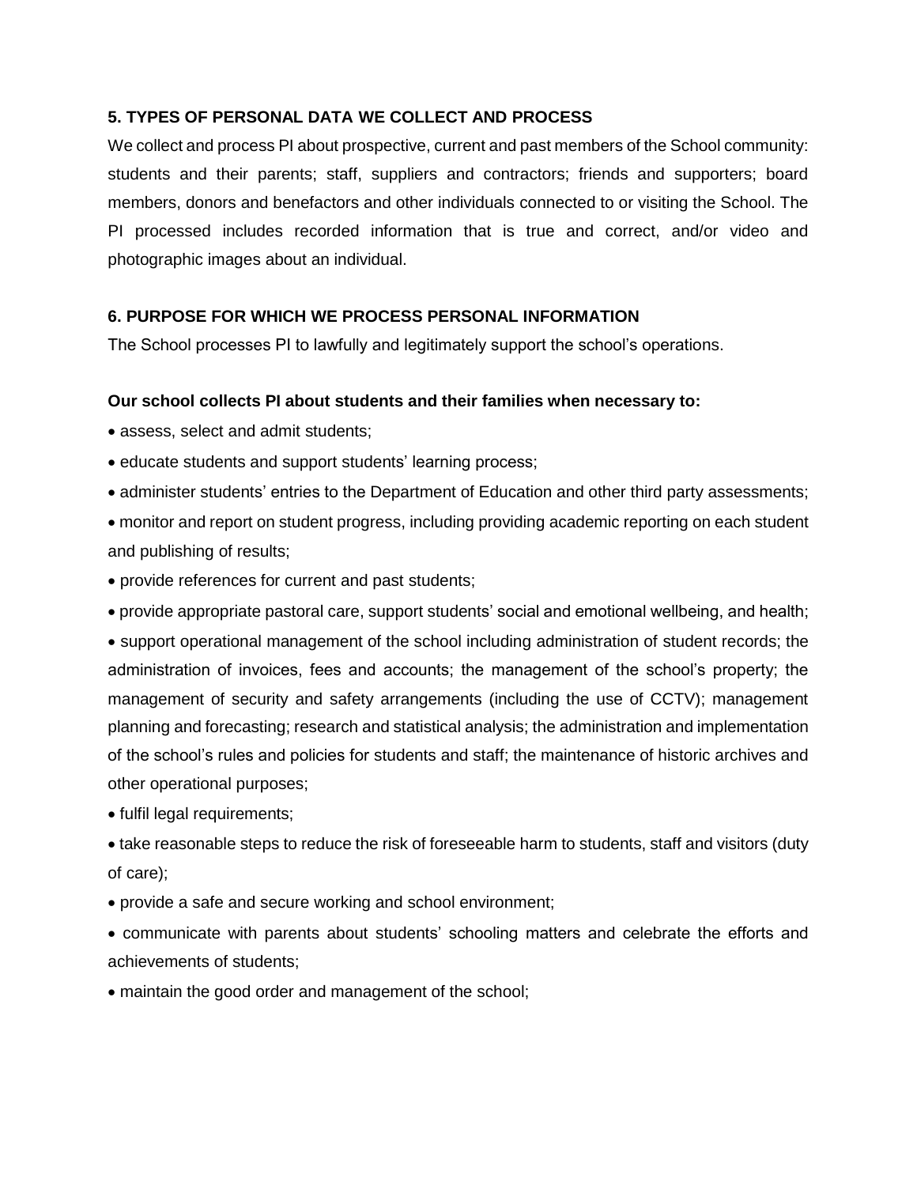## 5. TYPES OF PERSONAL DATA WE COLLECT AND PROCESS

We collect and process PI about prospective, current and past members of the School community: students and their parents; staff, suppliers and contractors; friends and supporters; board members, donors and benefactors and other individuals connected to or visiting the School. The PI processed includes recorded information that is true and correct, and/or video and photographic images about an individual.

## 6. PURPOSE FOR WHICH WE PROCESS PERSONAL INFORMATION

The School processes PI to lawfully and legitimately support the school's operations.

**Our school collects PI about students and their families when necessary to:**

- assess, select and admit students;
- educate students and support students' learning process;
- administer students' entries to the Department of Education and other third party assessments;
- monitor and report on student progress, including providing academic reporting on each student and publishing of results;
- provide references for current and past students;
- provide appropriate pastoral care, support students' social and emotional wellbeing, and health;
- support operational management of the school including administration of student records; the administration of invoices, fees and accounts; the management of the school's property; the management of security and safety arrangements (including the use of CCTV); management planning and forecasting; research and statistical analysis; the administration and implementation of the school's rules and policies for students and staff; the maintenance of historic archives and other operational purposes;
- fulfil legal requirements;
- take reasonable steps to reduce the risk of foreseeable harm to students, staff and visitors (duty of care);
- provide a safe and secure working and school environment;
- communicate with parents about students' schooling matters and celebrate the efforts and achievements of students;
- maintain the good order and management of the school;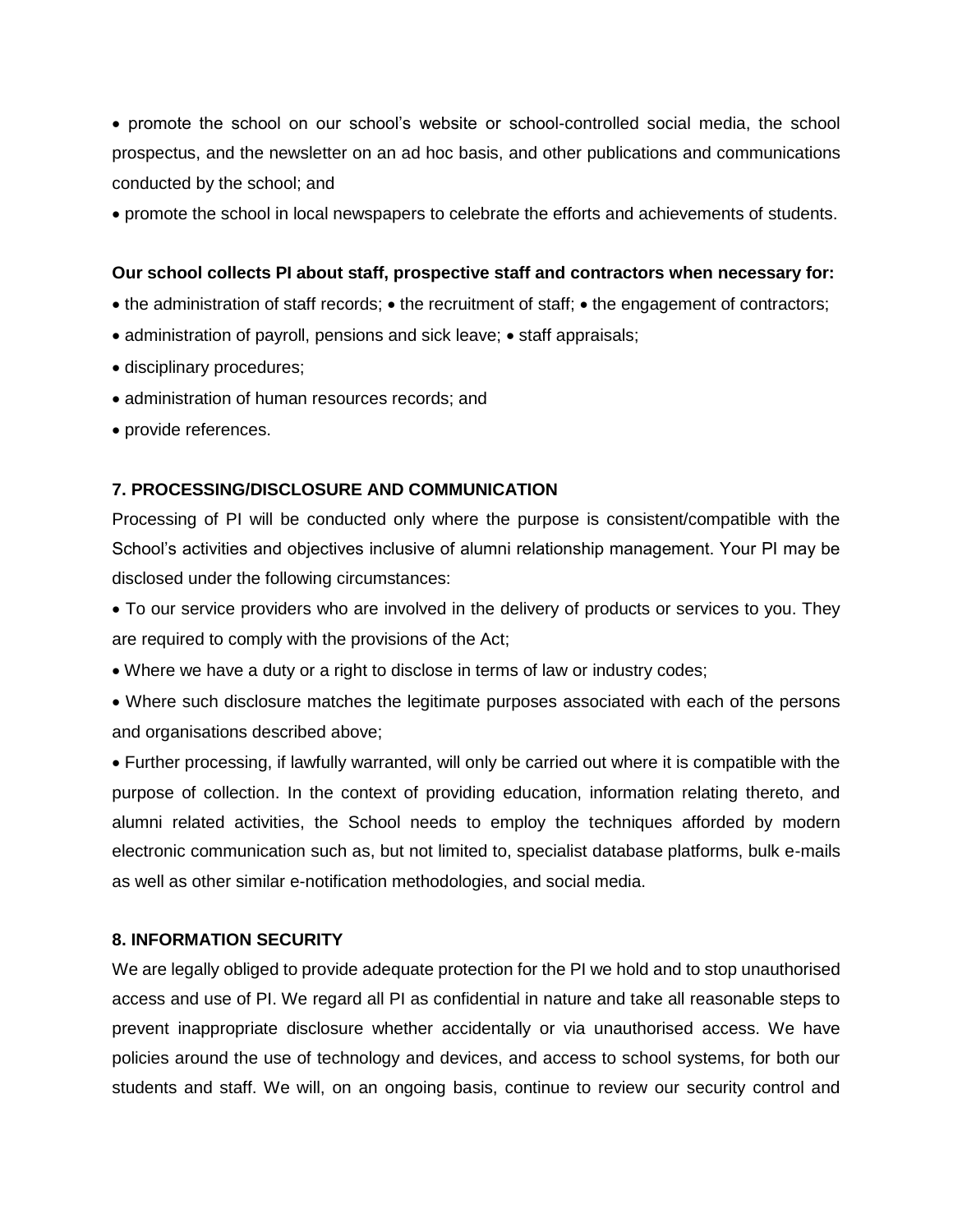- promote the school on our school's website or school-controlled social media, the school prospectus, and the newsletter on an ad hoc basis, and other publications and communications conducted by the school; and
- promote the school in local newspapers to celebrate the efforts and achievements of students.

**Our school collects PI about staff, prospective staff and contractors when necessary for:**

- the administration of staff records; • the recruitment of staff; • the engagement of contractors;
- administration of payroll, pensions and sick leave; • staff appraisals;
- disciplinary procedures;
- administration of human resources records; and
- provide references.

### 7. PROCESSING/DISCLOSURE AND COMMUNICATION

Processing of PI will be conducted only where the purpose is consistent/compatible with the School's activities and objectives inclusive of alumni relationship management. Your PI may be disclosed under the following circumstances:

- To our service providers who are involved in the delivery of products or services to you. They are required to comply with the provisions of the Act;
- Where we have a duty or a right to disclose in terms of law or industry codes;
- Where such disclosure matches the legitimate purposes associated with each of the persons and organisations described above;
- Further processing, if lawfully warranted, will only be carried out where it is compatible with the purpose of collection. In the context of providing education, information relating thereto, and alumni related activities, the School needs to employ the techniques afforded by modern electronic communication such as, but not limited to, specialist database platforms, bulk e-mails as well as other similar e-notification methodologies, and social media.

### 8. INFORMATION SECURITY

We are legally obliged to provide adequate protection for the PI we hold and to stop unauthorised access and use of PI. We regard all PI as confidential in nature and take all reasonable steps to prevent inappropriate disclosure whether accidentally or via unauthorised access. We have policies around the use of technology and devices, and access to school systems, for both our students and staff. We will, on an ongoing basis, continue to review our security control and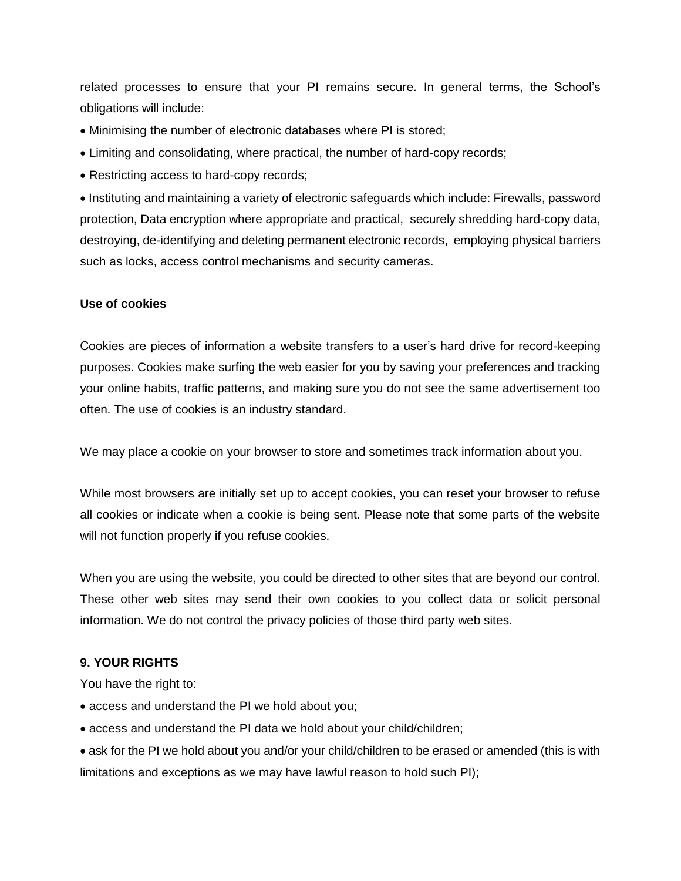related processes to ensure that your PI remains secure. In general terms, the School's obligations will include:

- Minimising the number of electronic databases where PI is stored;
- Limiting and consolidating, where practical, the number of hard-copy records;
- Restricting access to hard-copy records;
- Instituting and maintaining a variety of electronic safeguards which include: Firewalls, password protection, Data encryption where appropriate and practical, securely shredding hard-copy data, destroying, de-identifying and deleting permanent electronic records, employing physical barriers such as locks, access control mechanisms and security cameras.

**Use of cookies**

Cookies are pieces of information a website transfers to a user's hard drive for record-keeping purposes. Cookies make surfing the web easier for you by saving your preferences and tracking your online habits, traffic patterns, and making sure you do not see the same advertisement too often. The use of cookies is an industry standard.

We may place a cookie on your browser to store and sometimes track information about you.

While most browsers are initially set up to accept cookies, you can reset your browser to refuse all cookies or indicate when a cookie is being sent. Please note that some parts of the website will not function properly if you refuse cookies.

When you are using the website, you could be directed to other sites that are beyond our control. These other web sites may send their own cookies to you collect data or solicit personal information. We do not control the privacy policies of those third party web sites.

**9. YOUR RIGHTS**

You have the right to:

- access and understand the PI we hold about you;
- access and understand the PI data we hold about your child/children;
- ask for the PI we hold about you and/or your child/children to be erased or amended (this is with limitations and exceptions as we may have lawful reason to hold such PI);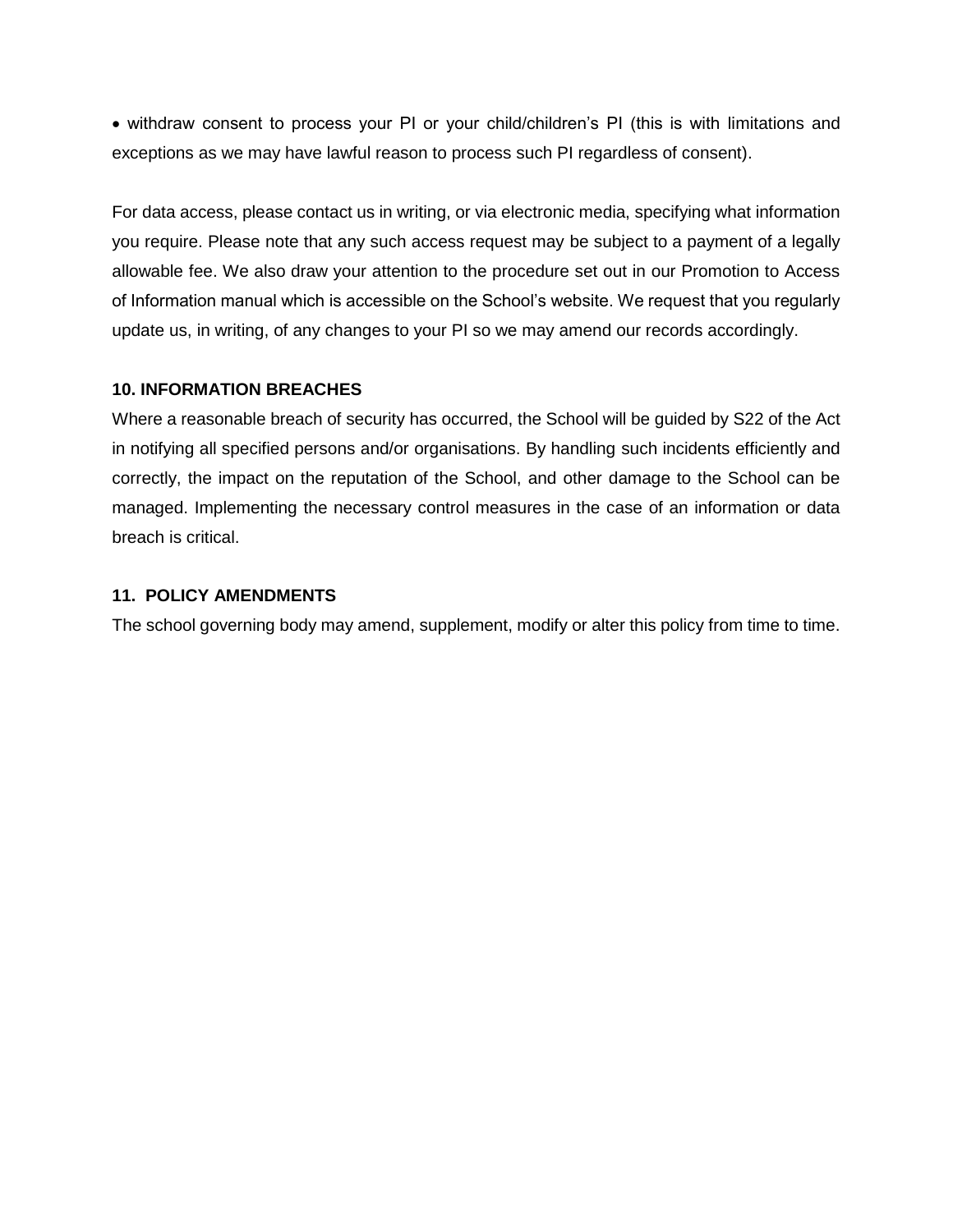- withdraw consent to process your PI or your child/children's PI (this is with limitations and exceptions as we may have lawful reason to process such PI regardless of consent).

For data access, please contact us in writing, or via electronic media, specifying what information you require. Please note that any such access request may be subject to a payment of a legally allowable fee. We also draw your attention to the procedure set out in our Promotion to Access of Information manual which is accessible on the School's website. We request that you regularly update us, in writing, of any changes to your PI so we may amend our records accordingly.

### 10. INFORMATION BREACHES

Where a reasonable breach of security has occurred, the School will be guided by S22 of the Act in notifying all specified persons and/or organisations. By handling such incidents efficiently and correctly, the impact on the reputation of the School, and other damage to the School can be managed. Implementing the necessary control measures in the case of an information or data breach is critical.

### 11. POLICY AMENDMENTS

The school governing body may amend, supplement, modify or alter this policy from time to time.